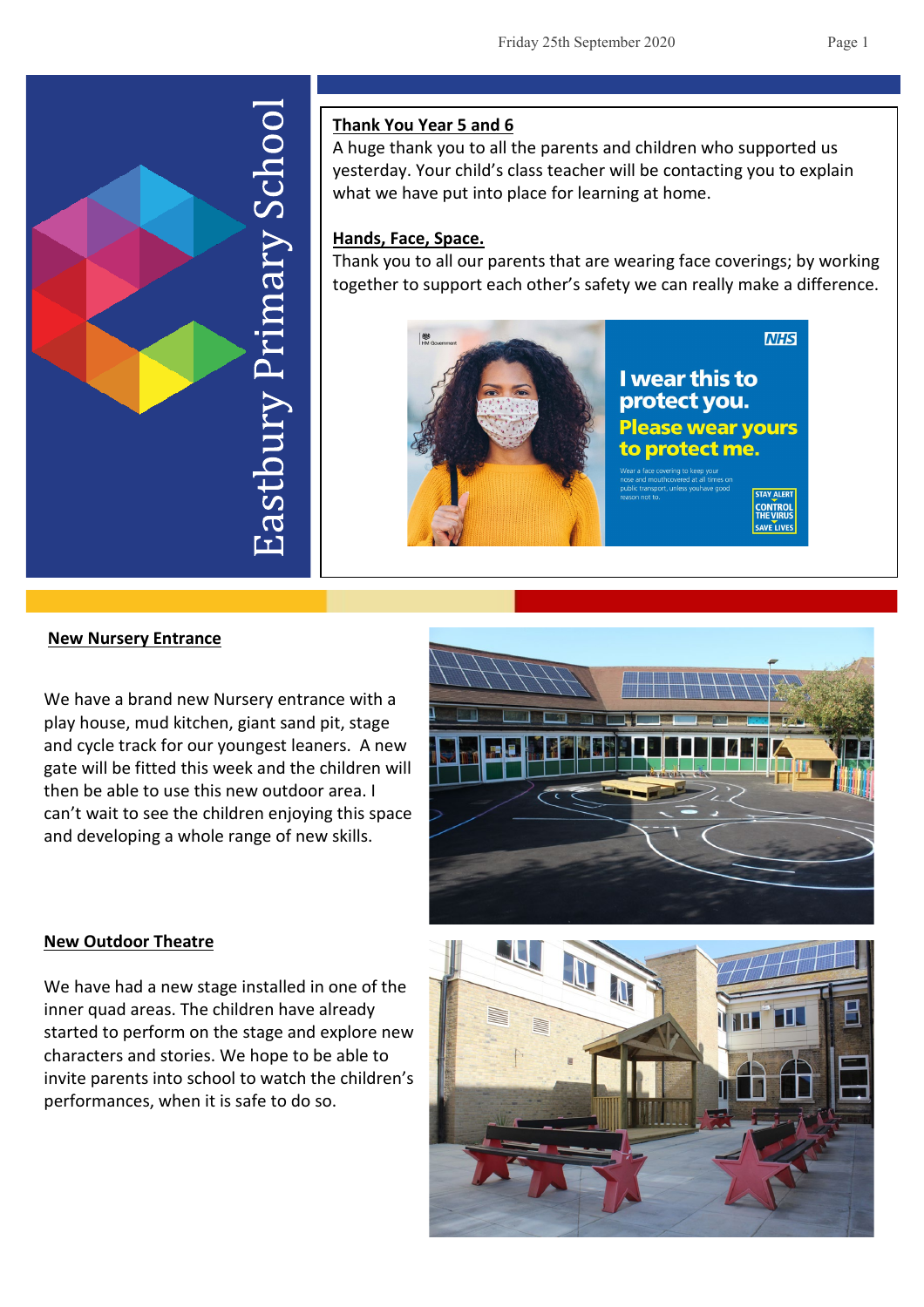# Eastbury Primary School

**Thank You Year 5 and 6**

A huge thank you to all the parents and children who supported us yesterday. Your child's class teacher will be contacting you to explain what we have put into place for learning at home.

**Hands, Face, Space.**

Thank you to all our parents that are wearing face coverings; by working together to support each other's safety we can really make a difference.

**New Nursery Entrance**

We have a brand new Nursery entrance with a play house, mud kitchen, giant sand pit, stage and cycle track for our youngest leaners. A new gate will be fitted this week and the children will then be able to use this new outdoor area. I can't wait to see the children enjoying this space and developing a whole range of new skills.

**New Outdoor Theatre**

We have had a new stage installed in one of the inner quad areas. The children have already started to perform on the stage and explore new characters and stories. We hope to be able to invite parents into school to watch the children's performances, when it is safe to do so.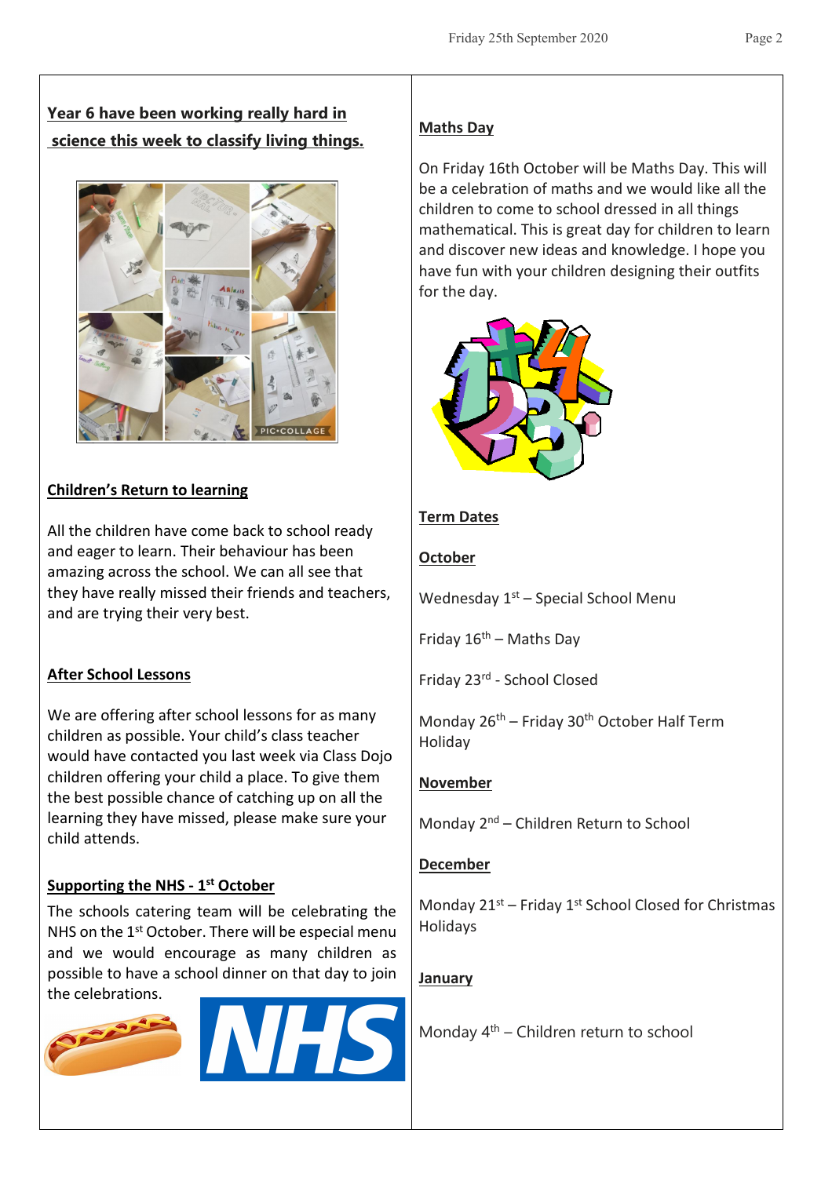## Year 6 have been working really hard in science this week to classify living things.

## Children's Return to learning

All the children have come back to school ready and eager to learn. Their behaviour has been amazing across the school. We can all see that they have really missed their friends and teachers, and are trying their very best.

## After School Lessons

We are offering after school lessons for as many children as possible. Your child's class teacher would have contacted you last week via Class Dojo children offering your child a place. To give them the best possible chance of catching up on all the learning they have missed, please make sure your child attends.

## Supporting the NHS - 1st October

The schools catering team will be celebrating the NHS on the 1st October. There will be especial menu and we would encourage as many children as possible to have a school dinner on that day to join the celebrations.

## Maths Day

On Friday 16th October will be Maths Day. This will be a celebration of maths and we would like all the children to come to school dressed in all things mathematical. This is great day for children to learn and discover new ideas and knowledge. I hope you have fun with your children designing their outfits for the day.

## Term Dates

### October

Wednesday 1st – Special School Menu

Friday 16th – Maths Day

Friday 23rd - School Closed

Monday 26th – Friday 30th October Half Term Holiday

### November

Monday 2nd – Children Return to School

### December

Monday 21st – Friday 1st School Closed for Christmas Holidays

### January

Monday 4th – Children return to school